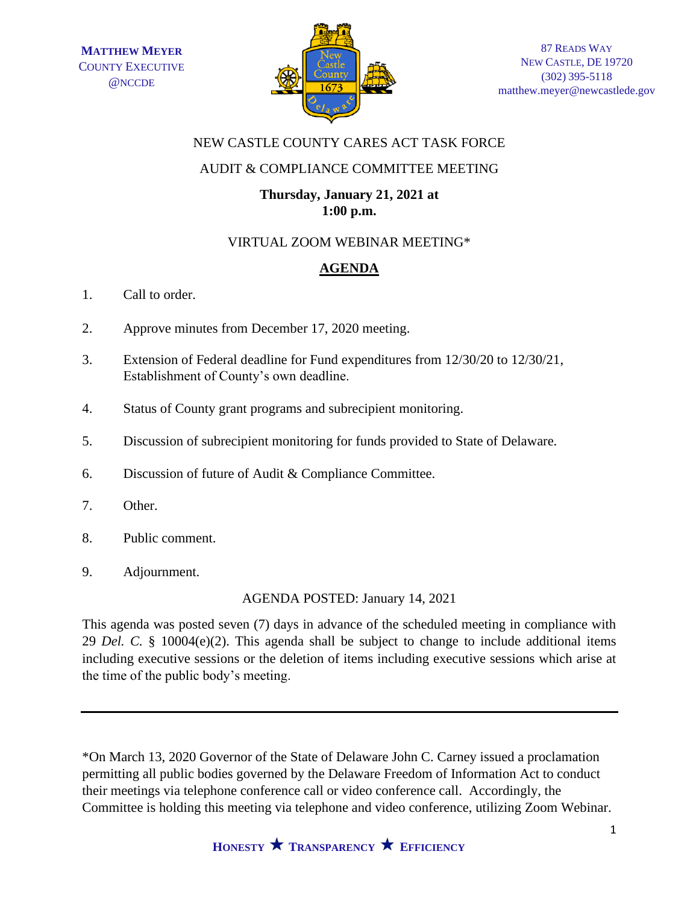**MATTHEW MEYER**
COUNTY EXECUTIVE
@NCCDE

87 READS WAY
NEW CASTLE, DE 19720
(302) 395-5118
matthew.meyer@newcastlede.gov

NEW CASTLE COUNTY CARES ACT TASK FORCE

AUDIT & COMPLIANCE COMMITTEE MEETING

**Thursday, January 21, 2021 at 1:00 p.m.**

VIRTUAL ZOOM WEBINAR MEETING*

## AGENDA

1. Call to order.
2. Approve minutes from December 17, 2020 meeting.
3. Extension of Federal deadline for Fund expenditures from 12/30/20 to 12/30/21, Establishment of County's own deadline.
4. Status of County grant programs and subrecipient monitoring.
5. Discussion of subrecipient monitoring for funds provided to State of Delaware.
6. Discussion of future of Audit & Compliance Committee.
7. Other.
8. Public comment.
9. Adjournment.

AGENDA POSTED: January 14, 2021

This agenda was posted seven (7) days in advance of the scheduled meeting in compliance with 29 *Del. C.* § 10004(e)(2). This agenda shall be subject to change to include additional items including executive sessions or the deletion of items including executive sessions which arise at the time of the public body's meeting.

---

*On March 13, 2020 Governor of the State of Delaware John C. Carney issued a proclamation permitting all public bodies governed by the Delaware Freedom of Information Act to conduct their meetings via telephone conference call or video conference call. Accordingly, the Committee is holding this meeting via telephone and video conference, utilizing Zoom Webinar.

**HONESTY ★ TRANSPARENCY ★ EFFICIENCY**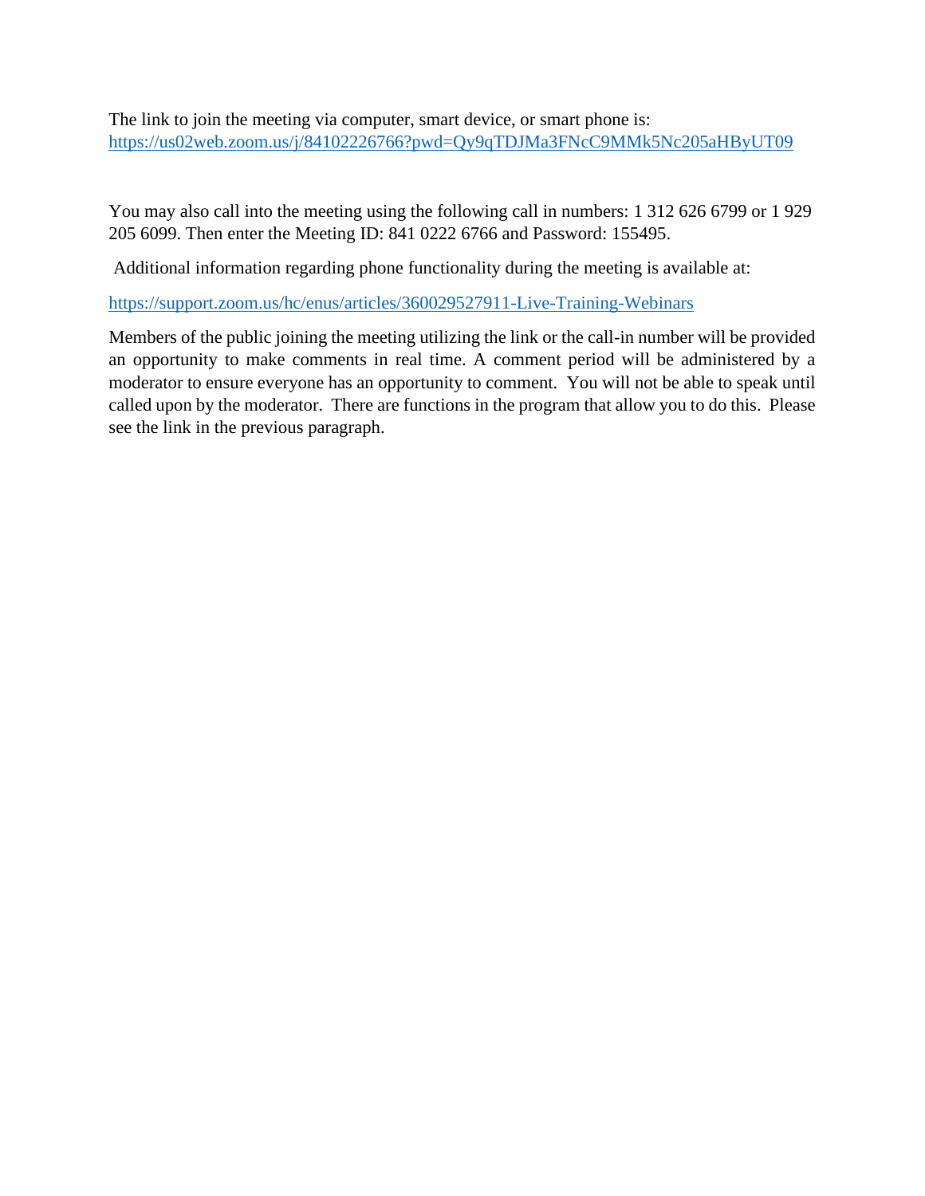The link to join the meeting via computer, smart device, or smart phone is:
https://us02web.zoom.us/j/84102226766?pwd=Qy9qTDJMa3FNcC9MMk5Nc205aHByUT09

You may also call into the meeting using the following call in numbers: 1 312 626 6799 or 1 929 205 6099. Then enter the Meeting ID: 841 0222 6766 and Password: 155495.

Additional information regarding phone functionality during the meeting is available at:

https://support.zoom.us/hc/enus/articles/360029527911-Live-Training-Webinars

Members of the public joining the meeting utilizing the link or the call-in number will be provided an opportunity to make comments in real time. A comment period will be administered by a moderator to ensure everyone has an opportunity to comment. You will not be able to speak until called upon by the moderator. There are functions in the program that allow you to do this. Please see the link in the previous paragraph.